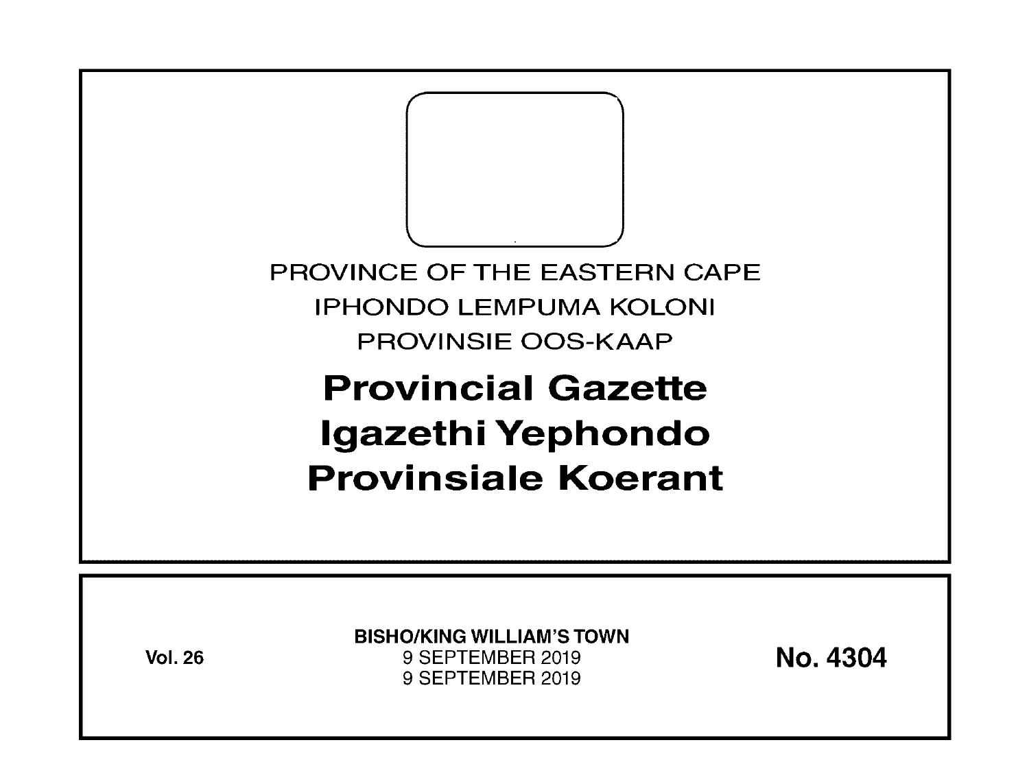PROVINCE OF THE EASTERN CAPE

IPHONDO LEMPUMA KOLONI

PROVINSIE OOS-KAAP

# Provincial Gazette
# Igazethi Yephondo
# Provinsiale Koerant

**Vol. 26**

**BISHO/KING WILLIAM'S TOWN**

9 SEPTEMBER 2019

9 SEPTEMBER 2019

**No. 4304**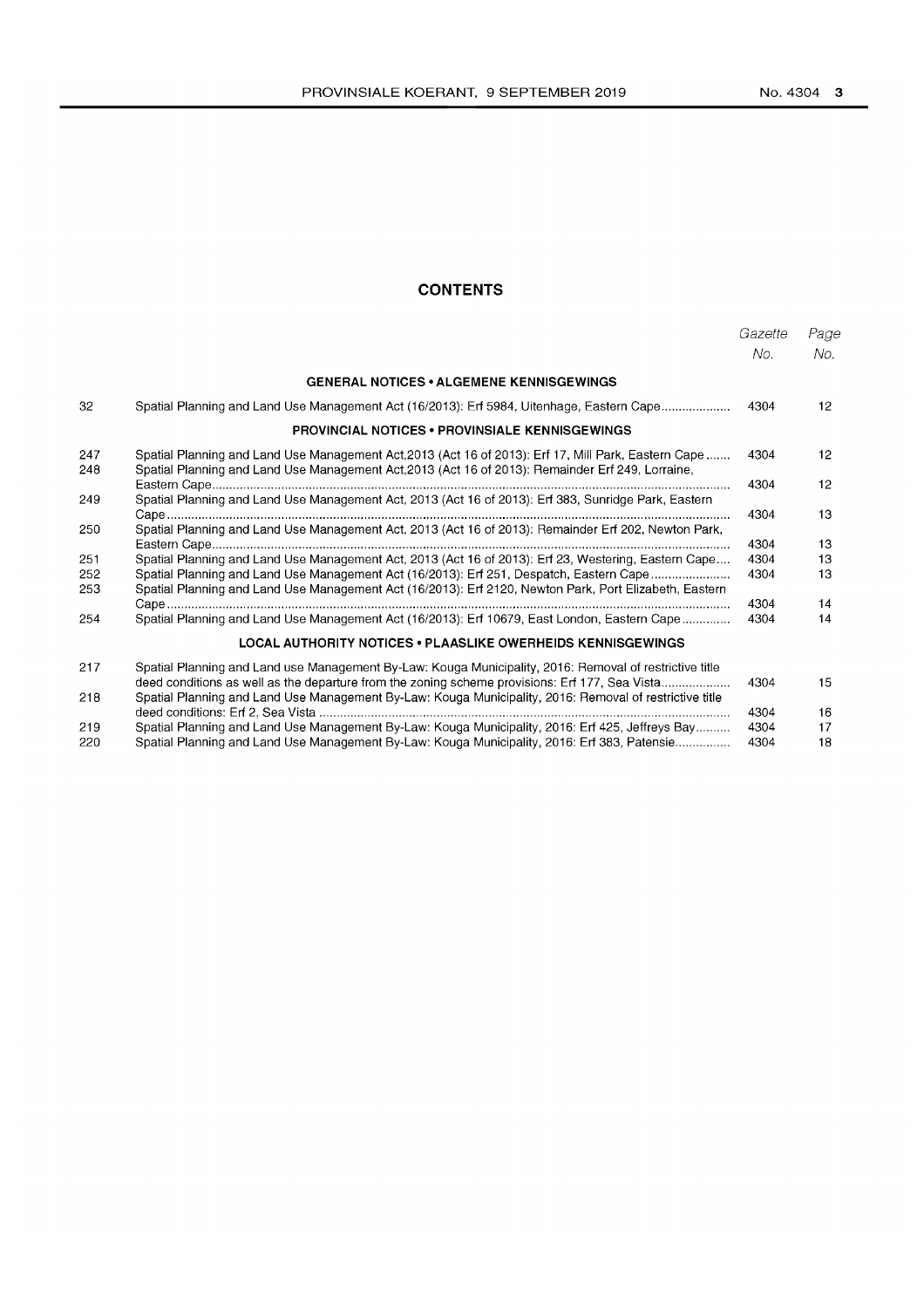## CONTENTS

| | | *Gazette No.* | *Page No.* |
|---|---|---|---|
| | **GENERAL NOTICES • ALGEMENE KENNISGEWINGS** | | |
| 32 | Spatial Planning and Land Use Management Act (16/2013): Erf 5984, Uitenhage, Eastern Cape | 4304 | 12 |
| | **PROVINCIAL NOTICES • PROVINSIALE KENNISGEWINGS** | | |
| 247 | Spatial Planning and Land Use Management Act,2013 (Act 16 of 2013): Erf 17, Mill Park, Eastern Cape | 4304 | 12 |
| 248 | Spatial Planning and Land Use Management Act,2013 (Act 16 of 2013): Remainder Erf 249, Lorraine, Eastern Cape | 4304 | 12 |
| 249 | Spatial Planning and Land Use Management Act, 2013 (Act 16 of 2013): Erf 383, Sunridge Park, Eastern Cape | 4304 | 13 |
| 250 | Spatial Planning and Land Use Management Act, 2013 (Act 16 of 2013): Remainder Erf 202, Newton Park, Eastern Cape | 4304 | 13 |
| 251 | Spatial Planning and Land Use Management Act, 2013 (Act 16 of 2013): Erf 23, Westering, Eastern Cape | 4304 | 13 |
| 252 | Spatial Planning and Land Use Management Act (16/2013): Erf 251, Despatch, Eastern Cape | 4304 | 13 |
| 253 | Spatial Planning and Land Use Management Act (16/2013): Erf 2120, Newton Park, Port Elizabeth, Eastern Cape | 4304 | 14 |
| 254 | Spatial Planning and Land Use Management Act (16/2013): Erf 10679, East London, Eastern Cape | 4304 | 14 |
| | **LOCAL AUTHORITY NOTICES • PLAASLIKE OWERHEIDS KENNISGEWINGS** | | |
| 217 | Spatial Planning and Land use Management By-Law: Kouga Municipality, 2016: Removal of restrictive title deed conditions as well as the departure from the zoning scheme provisions: Erf 177, Sea Vista | 4304 | 15 |
| 218 | Spatial Planning and Land Use Management By-Law: Kouga Municipality, 2016: Removal of restrictive title deed conditions: Erf 2, Sea Vista | 4304 | 16 |
| 219 | Spatial Planning and Land Use Management By-Law: Kouga Municipality, 2016: Erf 425, Jeffreys Bay | 4304 | 17 |
| 220 | Spatial Planning and Land Use Management By-Law: Kouga Municipality, 2016: Erf 383, Patensie | 4304 | 18 |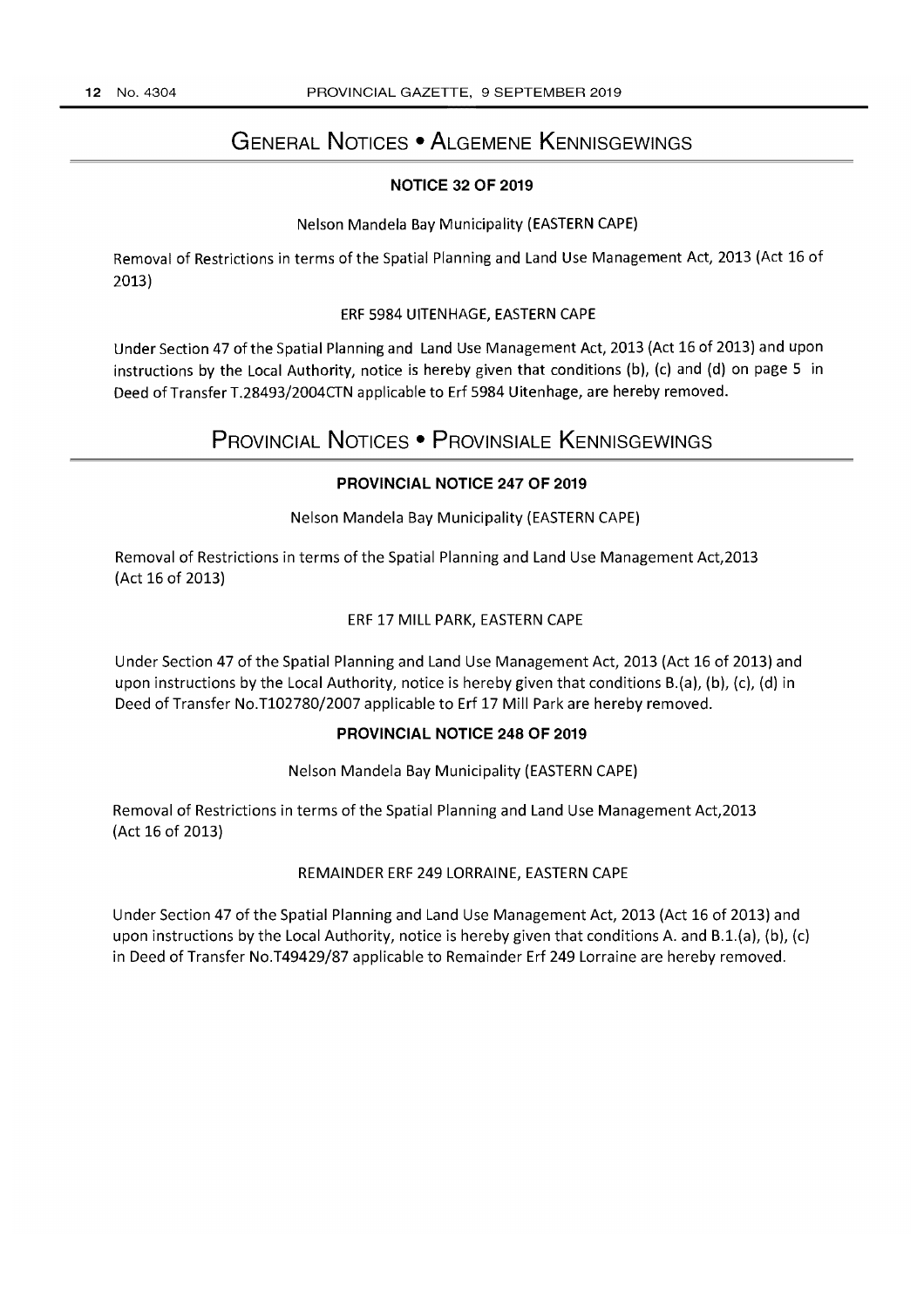# General Notices • Algemene Kennisgewings

### NOTICE 32 OF 2019

Nelson Mandela Bay Municipality (EASTERN CAPE)

Removal of Restrictions in terms of the Spatial Planning and Land Use Management Act, 2013 (Act 16 of 2013)

ERF 5984 UITENHAGE, EASTERN CAPE

Under Section 47 of the Spatial Planning and Land Use Management Act, 2013 (Act 16 of 2013) and upon instructions by the Local Authority, notice is hereby given that conditions (b), (c) and (d) on page 5 in Deed of Transfer T.28493/2004CTN applicable to Erf 5984 Uitenhage, are hereby removed.

# Provincial Notices • Provinsiale Kennisgewings

### PROVINCIAL NOTICE 247 OF 2019

Nelson Mandela Bay Municipality (EASTERN CAPE)

Removal of Restrictions in terms of the Spatial Planning and Land Use Management Act,2013 (Act 16 of 2013)

ERF 17 MILL PARK, EASTERN CAPE

Under Section 47 of the Spatial Planning and Land Use Management Act, 2013 (Act 16 of 2013) and upon instructions by the Local Authority, notice is hereby given that conditions B.(a), (b), (c), (d) in Deed of Transfer No.T102780/2007 applicable to Erf 17 Mill Park are hereby removed.

### PROVINCIAL NOTICE 248 OF 2019

Nelson Mandela Bay Municipality (EASTERN CAPE)

Removal of Restrictions in terms of the Spatial Planning and Land Use Management Act,2013 (Act 16 of 2013)

REMAINDER ERF 249 LORRAINE, EASTERN CAPE

Under Section 47 of the Spatial Planning and Land Use Management Act, 2013 (Act 16 of 2013) and upon instructions by the Local Authority, notice is hereby given that conditions A. and B.1.(a), (b), (c) in Deed of Transfer No.T49429/87 applicable to Remainder Erf 249 Lorraine are hereby removed.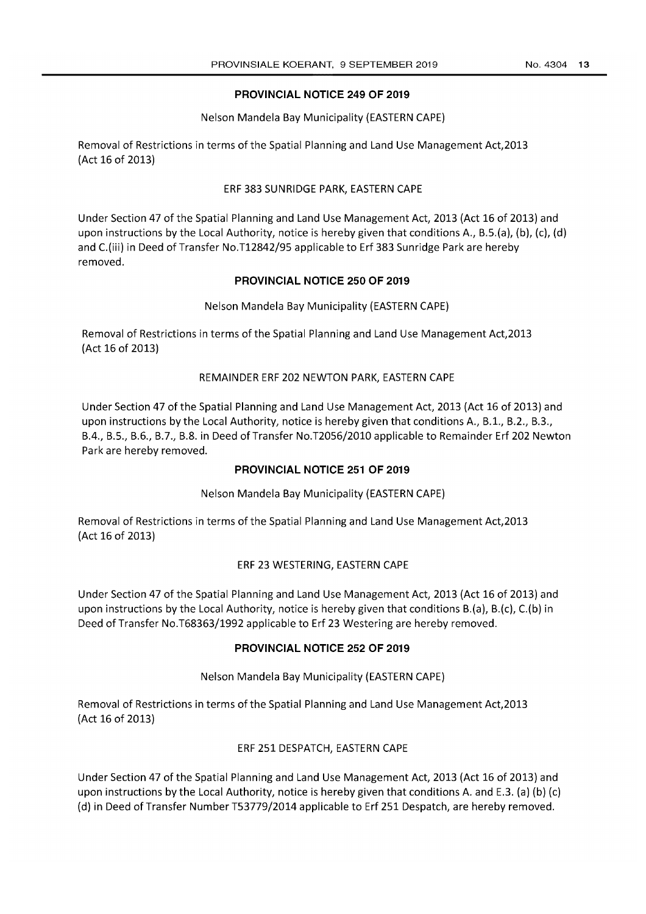## PROVINCIAL NOTICE 249 OF 2019

Nelson Mandela Bay Municipality (EASTERN CAPE)

Removal of Restrictions in terms of the Spatial Planning and Land Use Management Act,2013 (Act 16 of 2013)

ERF 383 SUNRIDGE PARK, EASTERN CAPE

Under Section 47 of the Spatial Planning and Land Use Management Act, 2013 (Act 16 of 2013) and upon instructions by the Local Authority, notice is hereby given that conditions A., B.5.(a), (b), (c), (d) and C.(iii) in Deed of Transfer No.T12842/95 applicable to Erf 383 Sunridge Park are hereby removed.

## PROVINCIAL NOTICE 250 OF 2019

Nelson Mandela Bay Municipality (EASTERN CAPE)

Removal of Restrictions in terms of the Spatial Planning and Land Use Management Act,2013 (Act 16 of 2013)

REMAINDER ERF 202 NEWTON PARK, EASTERN CAPE

Under Section 47 of the Spatial Planning and Land Use Management Act, 2013 (Act 16 of 2013) and upon instructions by the Local Authority, notice is hereby given that conditions A., B.1., B.2., B.3., B.4., B.5., B.6., B.7., B.8. in Deed of Transfer No.T2056/2010 applicable to Remainder Erf 202 Newton Park are hereby removed.

## PROVINCIAL NOTICE 251 OF 2019

Nelson Mandela Bay Municipality (EASTERN CAPE)

Removal of Restrictions in terms of the Spatial Planning and Land Use Management Act,2013 (Act 16 of 2013)

ERF 23 WESTERING, EASTERN CAPE

Under Section 47 of the Spatial Planning and Land Use Management Act, 2013 (Act 16 of 2013) and upon instructions by the Local Authority, notice is hereby given that conditions B.(a), B.(c), C.(b) in Deed of Transfer No.T68363/1992 applicable to Erf 23 Westering are hereby removed.

## PROVINCIAL NOTICE 252 OF 2019

Nelson Mandela Bay Municipality (EASTERN CAPE)

Removal of Restrictions in terms of the Spatial Planning and Land Use Management Act,2013 (Act 16 of 2013)

ERF 251 DESPATCH, EASTERN CAPE

Under Section 47 of the Spatial Planning and Land Use Management Act, 2013 (Act 16 of 2013) and upon instructions by the Local Authority, notice is hereby given that conditions A. and E.3. (a) (b) (c) (d) in Deed of Transfer Number T53779/2014 applicable to Erf 251 Despatch, are hereby removed.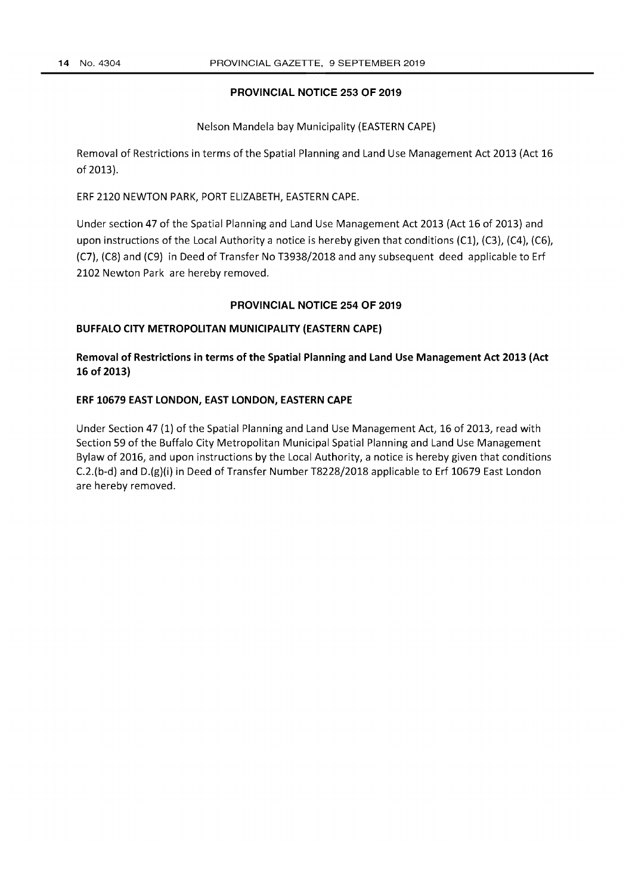## PROVINCIAL NOTICE 253 OF 2019

Nelson Mandela bay Municipality (EASTERN CAPE)

Removal of Restrictions in terms of the Spatial Planning and Land Use Management Act 2013 (Act 16 of 2013).

ERF 2120 NEWTON PARK, PORT ELIZABETH, EASTERN CAPE.

Under section 47 of the Spatial Planning and Land Use Management Act 2013 (Act 16 of 2013) and upon instructions of the Local Authority a notice is hereby given that conditions (C1), (C3), (C4), (C6), (C7), (C8) and (C9) in Deed of Transfer No T3938/2018 and any subsequent deed applicable to Erf 2102 Newton Park are hereby removed.

## PROVINCIAL NOTICE 254 OF 2019

**BUFFALO CITY METROPOLITAN MUNICIPALITY (EASTERN CAPE)**

**Removal of Restrictions in terms of the Spatial Planning and Land Use Management Act 2013 (Act 16 of 2013)**

**ERF 10679 EAST LONDON, EAST LONDON, EASTERN CAPE**

Under Section 47 (1) of the Spatial Planning and Land Use Management Act, 16 of 2013, read with Section 59 of the Buffalo City Metropolitan Municipal Spatial Planning and Land Use Management Bylaw of 2016, and upon instructions by the Local Authority, a notice is hereby given that conditions C.2.(b-d) and D.(g)(i) in Deed of Transfer Number T8228/2018 applicable to Erf 10679 East London are hereby removed.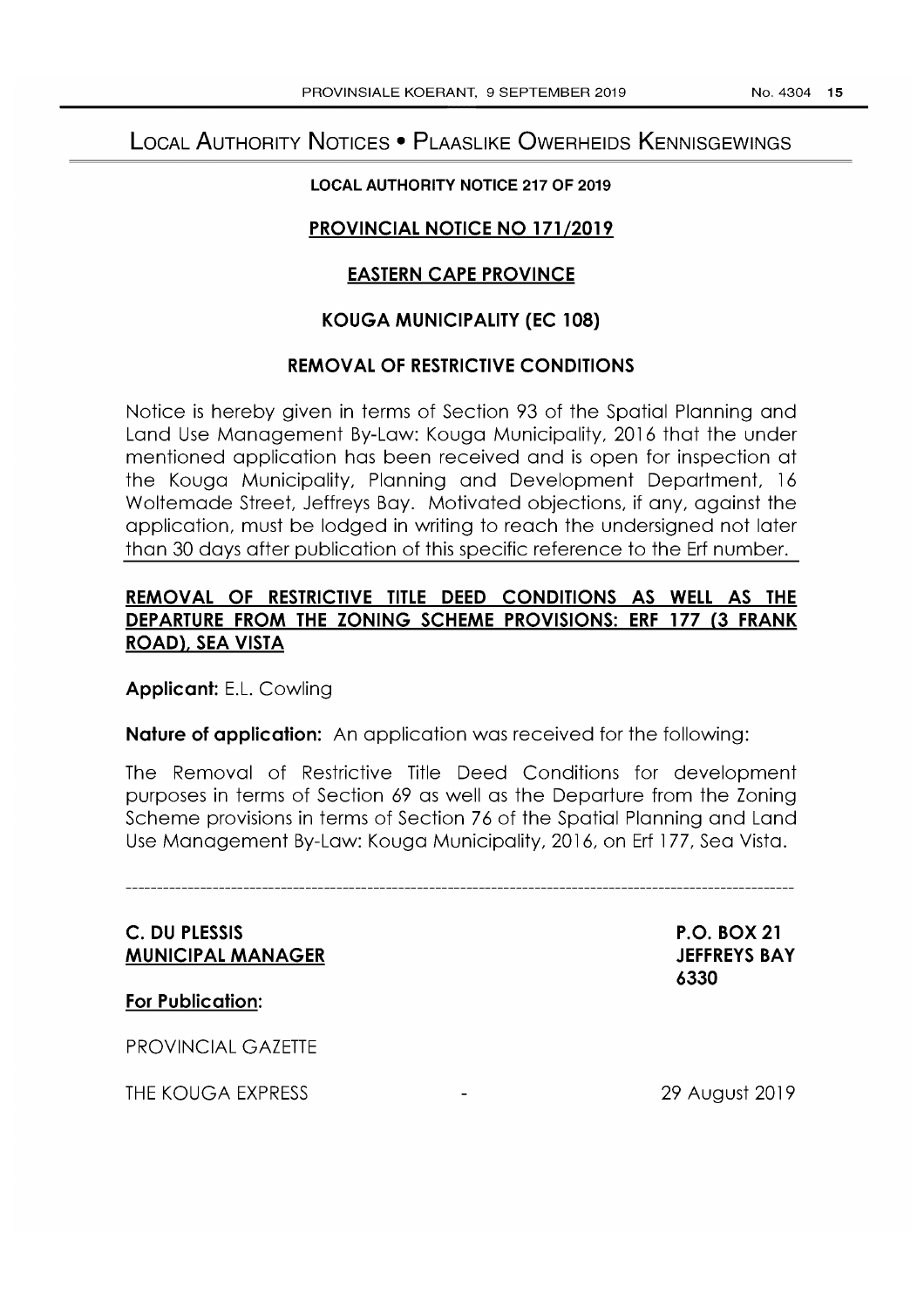# Local Authority Notices • Plaaslike Owerheids Kennisgewings

**LOCAL AUTHORITY NOTICE 217 OF 2019**

**PROVINCIAL NOTICE NO 171/2019**

**EASTERN CAPE PROVINCE**

**KOUGA MUNICIPALITY (EC 108)**

**REMOVAL OF RESTRICTIVE CONDITIONS**

Notice is hereby given in terms of Section 93 of the Spatial Planning and Land Use Management By-Law: Kouga Municipality, 2016 that the under mentioned application has been received and is open for inspection at the Kouga Municipality, Planning and Development Department, 16 Woltemade Street, Jeffreys Bay. Motivated objections, if any, against the application, must be lodged in writing to reach the undersigned not later than 30 days after publication of this specific reference to the Erf number.

**REMOVAL OF RESTRICTIVE TITLE DEED CONDITIONS AS WELL AS THE DEPARTURE FROM THE ZONING SCHEME PROVISIONS: ERF 177 (3 FRANK ROAD), SEA VISTA**

**Applicant:** E.L. Cowling

**Nature of application:** An application was received for the following:

The Removal of Restrictive Title Deed Conditions for development purposes in terms of Section 69 as well as the Departure from the Zoning Scheme provisions in terms of Section 76 of the Spatial Planning and Land Use Management By-Law: Kouga Municipality, 2016, on Erf 177, Sea Vista.

---

**C. DU PLESSIS**
**MUNICIPAL MANAGER**

**P.O. BOX 21**
**JEFFREYS BAY**
**6330**

**For Publication:**

PROVINCIAL GAZETTE

THE KOUGA EXPRESS - 29 August 2019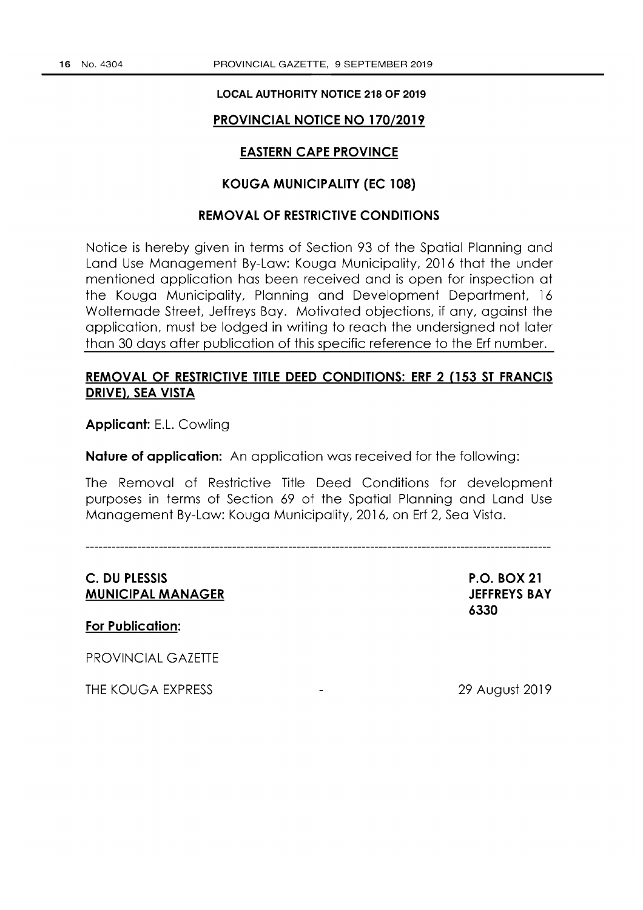**LOCAL AUTHORITY NOTICE 218 OF 2019**

## PROVINCIAL NOTICE NO 170/2019

## EASTERN CAPE PROVINCE

## KOUGA MUNICIPALITY (EC 108)

## REMOVAL OF RESTRICTIVE CONDITIONS

Notice is hereby given in terms of Section 93 of the Spatial Planning and Land Use Management By-Law: Kouga Municipality, 2016 that the under mentioned application has been received and is open for inspection at the Kouga Municipality, Planning and Development Department, 16 Woltemade Street, Jeffreys Bay. Motivated objections, if any, against the application, must be lodged in writing to reach the undersigned not later than 30 days after publication of this specific reference to the Erf number.

### REMOVAL OF RESTRICTIVE TITLE DEED CONDITIONS: ERF 2 (153 ST FRANCIS DRIVE), SEA VISTA

**Applicant:** E.L. Cowling

**Nature of application:** An application was received for the following:

The Removal of Restrictive Title Deed Conditions for development purposes in terms of Section 69 of the Spatial Planning and Land Use Management By-Law: Kouga Municipality, 2016, on Erf 2, Sea Vista.

---

**C. DU PLESSIS**
**MUNICIPAL MANAGER**

**P.O. BOX 21**
**JEFFREYS BAY**
**6330**

**For Publication:**

PROVINCIAL GAZETTE

THE KOUGA EXPRESS - 29 August 2019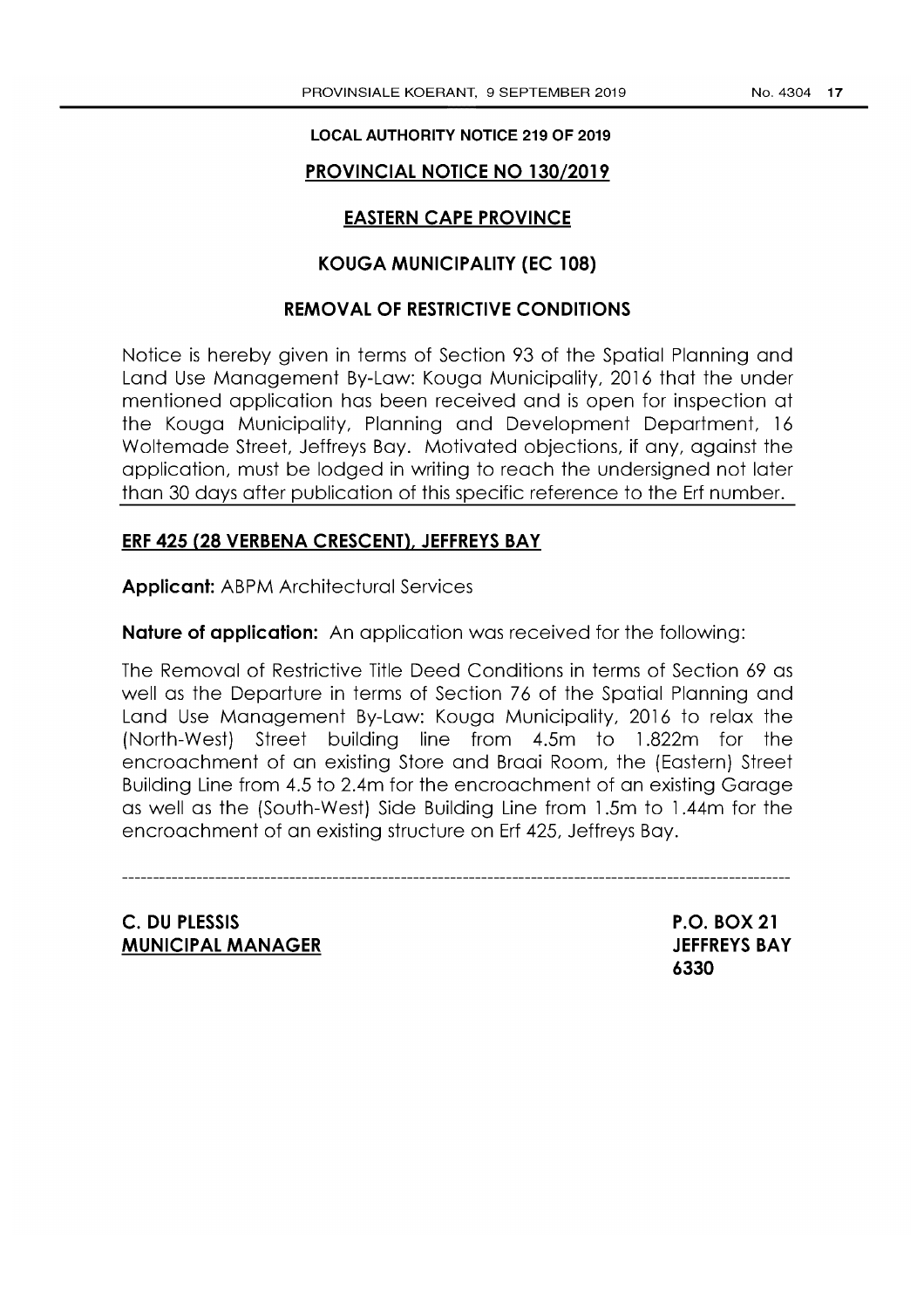**LOCAL AUTHORITY NOTICE 219 OF 2019**

## PROVINCIAL NOTICE NO 130/2019

## EASTERN CAPE PROVINCE

## KOUGA MUNICIPALITY (EC 108)

## REMOVAL OF RESTRICTIVE CONDITIONS

Notice is hereby given in terms of Section 93 of the Spatial Planning and Land Use Management By-Law: Kouga Municipality, 2016 that the under mentioned application has been received and is open for inspection at the Kouga Municipality, Planning and Development Department, 16 Woltemade Street, Jeffreys Bay. Motivated objections, if any, against the application, must be lodged in writing to reach the undersigned not later than 30 days after publication of this specific reference to the Erf number.

**ERF 425 (28 VERBENA CRESCENT), JEFFREYS BAY**

**Applicant:** ABPM Architectural Services

**Nature of application:** An application was received for the following:

The Removal of Restrictive Title Deed Conditions in terms of Section 69 as well as the Departure in terms of Section 76 of the Spatial Planning and Land Use Management By-Law: Kouga Municipality, 2016 to relax the (North-West) Street building line from 4.5m to 1.822m for the encroachment of an existing Store and Braai Room, the (Eastern) Street Building Line from 4.5 to 2.4m for the encroachment of an existing Garage as well as the (South-West) Side Building Line from 1.5m to 1.44m for the encroachment of an existing structure on Erf 425, Jeffreys Bay.

---

**C. DU PLESSIS**
**MUNICIPAL MANAGER**

**P.O. BOX 21**
**JEFFREYS BAY**
**6330**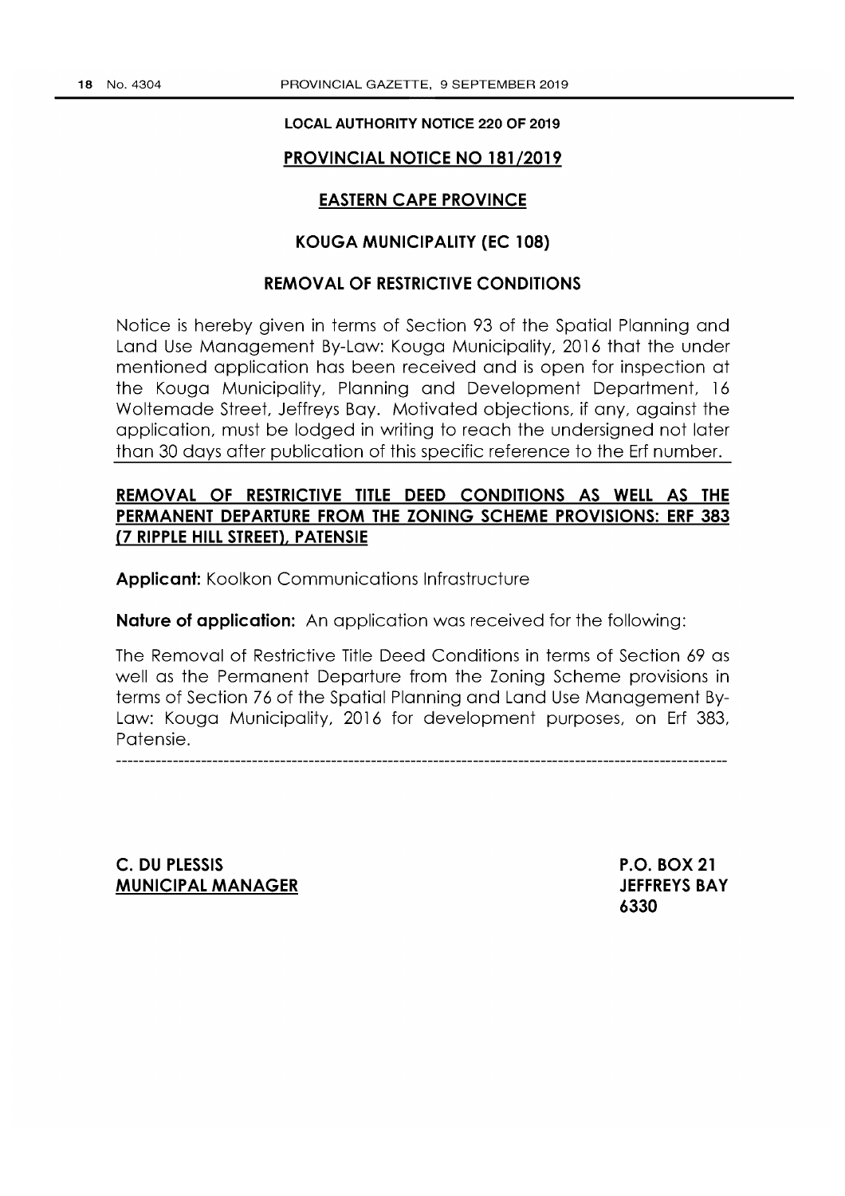**LOCAL AUTHORITY NOTICE 220 OF 2019**

## PROVINCIAL NOTICE NO 181/2019

## EASTERN CAPE PROVINCE

## KOUGA MUNICIPALITY (EC 108)

## REMOVAL OF RESTRICTIVE CONDITIONS

Notice is hereby given in terms of Section 93 of the Spatial Planning and Land Use Management By-Law: Kouga Municipality, 2016 that the under mentioned application has been received and is open for inspection at the Kouga Municipality, Planning and Development Department, 16 Woltemade Street, Jeffreys Bay. Motivated objections, if any, against the application, must be lodged in writing to reach the undersigned not later than 30 days after publication of this specific reference to the Erf number.

**REMOVAL OF RESTRICTIVE TITLE DEED CONDITIONS AS WELL AS THE PERMANENT DEPARTURE FROM THE ZONING SCHEME PROVISIONS: ERF 383 (7 RIPPLE HILL STREET), PATENSIE**

**Applicant:** Koolkon Communications Infrastructure

**Nature of application:** An application was received for the following:

The Removal of Restrictive Title Deed Conditions in terms of Section 69 as well as the Permanent Departure from the Zoning Scheme provisions in terms of Section 76 of the Spatial Planning and Land Use Management By-Law: Kouga Municipality, 2016 for development purposes, on Erf 383, Patensie.

---

**C. DU PLESSIS**
**MUNICIPAL MANAGER**

**P.O. BOX 21**
**JEFFREYS BAY**
**6330**